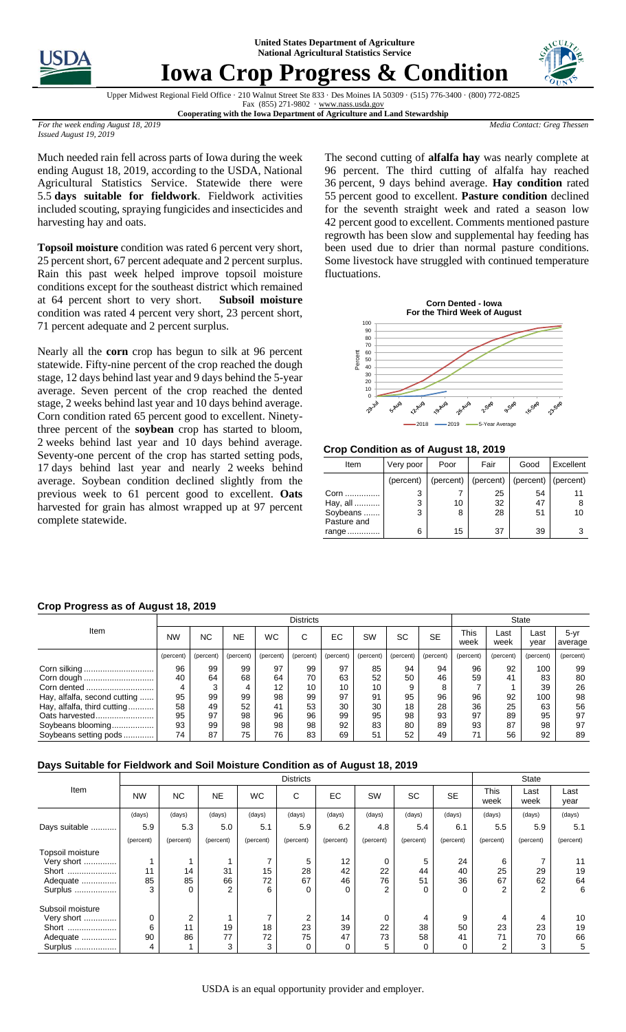**United States Department of Agriculture**
**National Agricultural Statistics Service**

# Iowa Crop Progress & Condition

Upper Midwest Regional Field Office · 210 Walnut Street Ste 833 · Des Moines IA 50309 · (515) 776-3400 · (800) 772-0825
Fax (855) 271-9802 · www.nass.usda.gov
**Cooperating with the Iowa Department of Agriculture and Land Stewardship**

*For the week ending August 18, 2019*
*Issued August 19, 2019*

*Media Contact: Greg Thessen*

Much needed rain fell across parts of Iowa during the week ending August 18, 2019, according to the USDA, National Agricultural Statistics Service. Statewide there were 5.5 **days suitable for fieldwork**. Fieldwork activities included scouting, spraying fungicides and insecticides and harvesting hay and oats.

**Topsoil moisture** condition was rated 6 percent very short, 25 percent short, 67 percent adequate and 2 percent surplus. Rain this past week helped improve topsoil moisture conditions except for the southeast district which remained at 64 percent short to very short. **Subsoil moisture** condition was rated 4 percent very short, 23 percent short, 71 percent adequate and 2 percent surplus.

Nearly all the **corn** crop has begun to silk at 96 percent statewide. Fifty-nine percent of the crop reached the dough stage, 12 days behind last year and 9 days behind the 5-year average. Seven percent of the crop reached the dented stage, 2 weeks behind last year and 10 days behind average. Corn condition rated 65 percent good to excellent. Ninety-three percent of the **soybean** crop has started to bloom, 2 weeks behind last year and 10 days behind average. Seventy-one percent of the crop has started setting pods, 17 days behind last year and nearly 2 weeks behind average. Soybean condition declined slightly from the previous week to 61 percent good to excellent. **Oats** harvested for grain has almost wrapped up at 97 percent complete statewide.

The second cutting of **alfalfa hay** was nearly complete at 96 percent. The third cutting of alfalfa hay reached 36 percent, 9 days behind average. **Hay condition** rated 55 percent good to excellent. **Pasture condition** declined for the seventh straight week and rated a season low 42 percent good to excellent. Comments mentioned pasture regrowth has been slow and supplemental hay feeding has been used due to drier than normal pasture conditions. Some livestock have struggled with continued temperature fluctuations.

**Corn Dented - Iowa**
**For the Third Week of August**

### Crop Condition as of August 18, 2019

| Item | Very poor | Poor | Fair | Good | Excellent |
|---|---|---|---|---|---|
| | (percent) | (percent) | (percent) | (percent) | (percent) |
| Corn .............. | 3 | 7 | 25 | 54 | 11 |
| Hay, all ........... | 3 | 10 | 32 | 47 | 8 |
| Soybeans ....... | 3 | 8 | 28 | 51 | 10 |
| Pasture and range .............. | 6 | 15 | 37 | 39 | 3 |

### Crop Progress as of August 18, 2019

| Item | Districts | | | | | | | | | State | | | |
|---|---|---|---|---|---|---|---|---|---|---|---|---|---|
| | NW | NC | NE | WC | C | EC | SW | SC | SE | This week | Last week | Last year | 5-yr average |
| | (percent) | (percent) | (percent) | (percent) | (percent) | (percent) | (percent) | (percent) | (percent) | (percent) | (percent) | (percent) | (percent) |
| Corn silking .............................. | 96 | 99 | 99 | 97 | 99 | 97 | 85 | 94 | 94 | 96 | 92 | 100 | 99 |
| Corn dough ............................. | 40 | 64 | 68 | 64 | 70 | 63 | 52 | 50 | 46 | 59 | 41 | 83 | 80 |
| Corn dented ............................ | 4 | 3 | 4 | 12 | 10 | 10 | 10 | 9 | 8 | 7 | 1 | 39 | 26 |
| Hay, alfalfa, second cutting ...... | 95 | 99 | 99 | 98 | 99 | 97 | 91 | 95 | 96 | 96 | 92 | 100 | 98 |
| Hay, alfalfa, third cutting........... | 58 | 49 | 52 | 41 | 53 | 30 | 30 | 18 | 28 | 36 | 25 | 63 | 56 |
| Oats harvested......................... | 95 | 97 | 98 | 96 | 96 | 99 | 95 | 98 | 93 | 97 | 89 | 95 | 97 |
| Soybeans blooming.................. | 93 | 99 | 98 | 98 | 98 | 92 | 83 | 80 | 89 | 93 | 87 | 98 | 97 |
| Soybeans setting pods ............ | 74 | 87 | 75 | 76 | 83 | 69 | 51 | 52 | 49 | 71 | 56 | 92 | 89 |

### Days Suitable for Fieldwork and Soil Moisture Condition as of August 18, 2019

| Item | Districts | | | | | | | | | State | | |
|---|---|---|---|---|---|---|---|---|---|---|---|---|
| | NW | NC | NE | WC | C | EC | SW | SC | SE | This week | Last week | Last year |
| | (days) | (days) | (days) | (days) | (days) | (days) | (days) | (days) | (days) | (days) | (days) | (days) |
| Days suitable ........... | 5.9 | 5.3 | 5.0 | 5.1 | 5.9 | 6.2 | 4.8 | 5.4 | 6.1 | 5.5 | 5.9 | 5.1 |
| | (percent) | (percent) | (percent) | (percent) | (percent) | (percent) | (percent) | (percent) | (percent) | (percent) | (percent) | (percent) |
| Topsoil moisture | | | | | | | | | | | | |
| Very short ............. | 1 | 1 | 1 | 7 | 5 | 12 | 0 | 5 | 24 | 6 | 7 | 11 |
| Short ..................... | 11 | 14 | 31 | 15 | 28 | 42 | 22 | 44 | 40 | 25 | 29 | 19 |
| Adequate ............... | 85 | 85 | 66 | 72 | 67 | 46 | 76 | 51 | 36 | 67 | 62 | 64 |
| Surplus .................. | 3 | 0 | 2 | 6 | 0 | 0 | 2 | 0 | 0 | 2 | 2 | 6 |
| Subsoil moisture | | | | | | | | | | | | |
| Very short ............. | 0 | 2 | 1 | 7 | 2 | 14 | 0 | 4 | 9 | 4 | 4 | 10 |
| Short ..................... | 6 | 11 | 19 | 18 | 23 | 39 | 22 | 38 | 50 | 23 | 23 | 19 |
| Adequate ............... | 90 | 86 | 77 | 72 | 75 | 47 | 73 | 58 | 41 | 71 | 70 | 66 |
| Surplus .................. | 4 | 1 | 3 | 3 | 0 | 0 | 5 | 0 | 0 | 2 | 3 | 5 |

USDA is an equal opportunity provider and employer.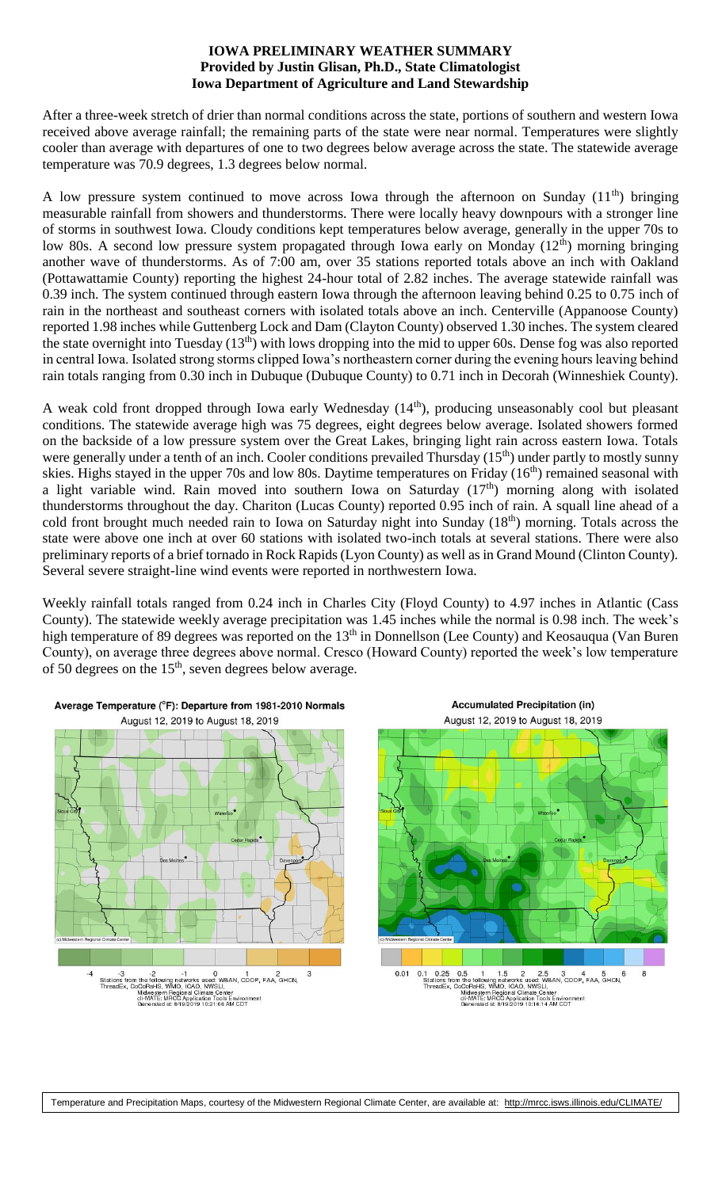**IOWA PRELIMINARY WEATHER SUMMARY**
**Provided by Justin Glisan, Ph.D., State Climatologist**
**Iowa Department of Agriculture and Land Stewardship**

After a three-week stretch of drier than normal conditions across the state, portions of southern and western Iowa received above average rainfall; the remaining parts of the state were near normal. Temperatures were slightly cooler than average with departures of one to two degrees below average across the state. The statewide average temperature was 70.9 degrees, 1.3 degrees below normal.

A low pressure system continued to move across Iowa through the afternoon on Sunday (11th) bringing measurable rainfall from showers and thunderstorms. There were locally heavy downpours with a stronger line of storms in southwest Iowa. Cloudy conditions kept temperatures below average, generally in the upper 70s to low 80s. A second low pressure system propagated through Iowa early on Monday (12th) morning bringing another wave of thunderstorms. As of 7:00 am, over 35 stations reported totals above an inch with Oakland (Pottawattamie County) reporting the highest 24-hour total of 2.82 inches. The average statewide rainfall was 0.39 inch. The system continued through eastern Iowa through the afternoon leaving behind 0.25 to 0.75 inch of rain in the northeast and southeast corners with isolated totals above an inch. Centerville (Appanoose County) reported 1.98 inches while Guttenberg Lock and Dam (Clayton County) observed 1.30 inches. The system cleared the state overnight into Tuesday (13th) with lows dropping into the mid to upper 60s. Dense fog was also reported in central Iowa. Isolated strong storms clipped Iowa's northeastern corner during the evening hours leaving behind rain totals ranging from 0.30 inch in Dubuque (Dubuque County) to 0.71 inch in Decorah (Winneshiek County).

A weak cold front dropped through Iowa early Wednesday (14th), producing unseasonably cool but pleasant conditions. The statewide average high was 75 degrees, eight degrees below average. Isolated showers formed on the backside of a low pressure system over the Great Lakes, bringing light rain across eastern Iowa. Totals were generally under a tenth of an inch. Cooler conditions prevailed Thursday (15th) under partly to mostly sunny skies. Highs stayed in the upper 70s and low 80s. Daytime temperatures on Friday (16th) remained seasonal with a light variable wind. Rain moved into southern Iowa on Saturday (17th) morning along with isolated thunderstorms throughout the day. Chariton (Lucas County) reported 0.95 inch of rain. A squall line ahead of a cold front brought much needed rain to Iowa on Saturday night into Sunday (18th) morning. Totals across the state were above one inch at over 60 stations with isolated two-inch totals at several stations. There were also preliminary reports of a brief tornado in Rock Rapids (Lyon County) as well as in Grand Mound (Clinton County). Several severe straight-line wind events were reported in northwestern Iowa.

Weekly rainfall totals ranged from 0.24 inch in Charles City (Floyd County) to 4.97 inches in Atlantic (Cass County). The statewide weekly average precipitation was 1.45 inches while the normal is 0.98 inch. The week's high temperature of 89 degrees was reported on the 13th in Donnellson (Lee County) and Keosauqua (Van Buren County), on average three degrees above normal. Cresco (Howard County) reported the week's low temperature of 50 degrees on the 15th, seven degrees below average.

**Average Temperature (°F): Departure from 1981-2010 Normals**
August 12, 2019 to August 18, 2019

Sioux City
Waterloo
Cedar Rapids
Des Moines
Davenport
(c) Midwestern Regional Climate Center

-4 -3 -2 -1 0 1 2 3

Stations from the following networks used: WBAN, COOP, FAA, GHCN, ThreadEx, CoCoRaHS, WMO, ICAO, NWSLI.
Midwestern Regional Climate Center
cli-MATE: MRCC Application Tools Environment
Generated at: 8/19/2019 10:21:08 AM CDT

**Accumulated Precipitation (in)**
August 12, 2019 to August 18, 2019

Sioux City
Waterloo
Cedar Rapids
Des Moines
Davenport
(c) Midwestern Regional Climate Center

0.01 0.1 0.25 0.5 1 1.5 2 2.5 3 4 5 6 8

Stations from the following networks used: WBAN, COOP, FAA, GHCN, ThreadEx, CoCoRaHS, WMO, ICAO, NWSLI.
Midwestern Regional Climate Center
cli-MATE: MRCC Application Tools Environment
Generated at: 8/19/2019 10:16:14 AM CDT

Temperature and Precipitation Maps, courtesy of the Midwestern Regional Climate Center, are available at: http://mrcc.isws.illinois.edu/CLIMATE/